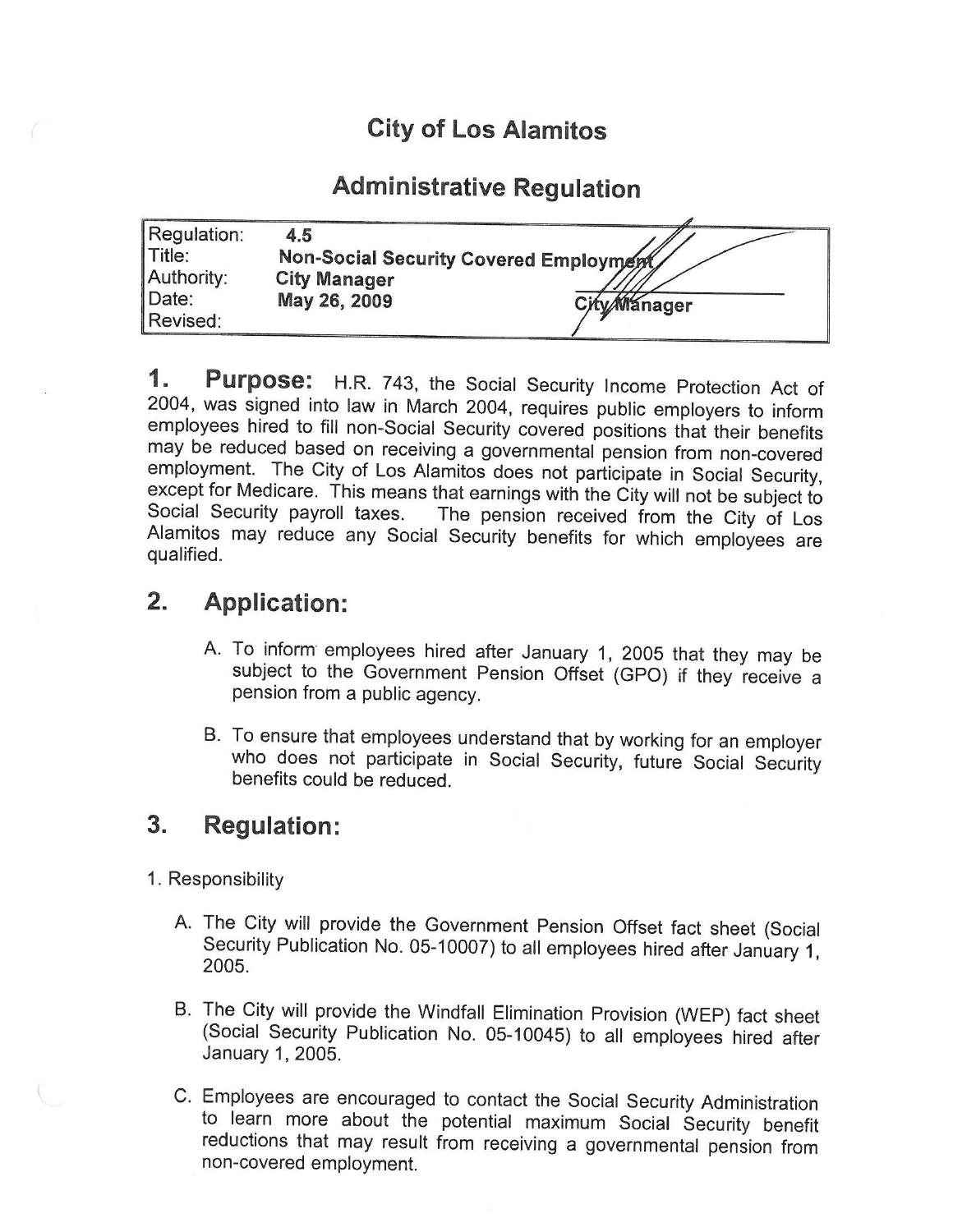# City of Los Alamitos

## Administrative Regulation

| | |
|---|---|
| Regulation: | **4.5** |
| Title: | **Non-Social Security Covered Employment** |
| Authority: | **City Manager** |
| Date: | **May 26, 2009** |
| Revised: | |

City Manager

## 1. Purpose:

H.R. 743, the Social Security Income Protection Act of 2004, was signed into law in March 2004, requires public employers to inform employees hired to fill non-Social Security covered positions that their benefits may be reduced based on receiving a governmental pension from non-covered employment. The City of Los Alamitos does not participate in Social Security, except for Medicare. This means that earnings with the City will not be subject to Social Security payroll taxes. The pension received from the City of Los Alamitos may reduce any Social Security benefits for which employees are qualified.

## 2. Application:

A. To inform employees hired after January 1, 2005 that they may be subject to the Government Pension Offset (GPO) if they receive a pension from a public agency.

B. To ensure that employees understand that by working for an employer who does not participate in Social Security, future Social Security benefits could be reduced.

## 3. Regulation:

1. Responsibility

A. The City will provide the Government Pension Offset fact sheet (Social Security Publication No. 05-10007) to all employees hired after January 1, 2005.

B. The City will provide the Windfall Elimination Provision (WEP) fact sheet (Social Security Publication No. 05-10045) to all employees hired after January 1, 2005.

C. Employees are encouraged to contact the Social Security Administration to learn more about the potential maximum Social Security benefit reductions that may result from receiving a governmental pension from non-covered employment.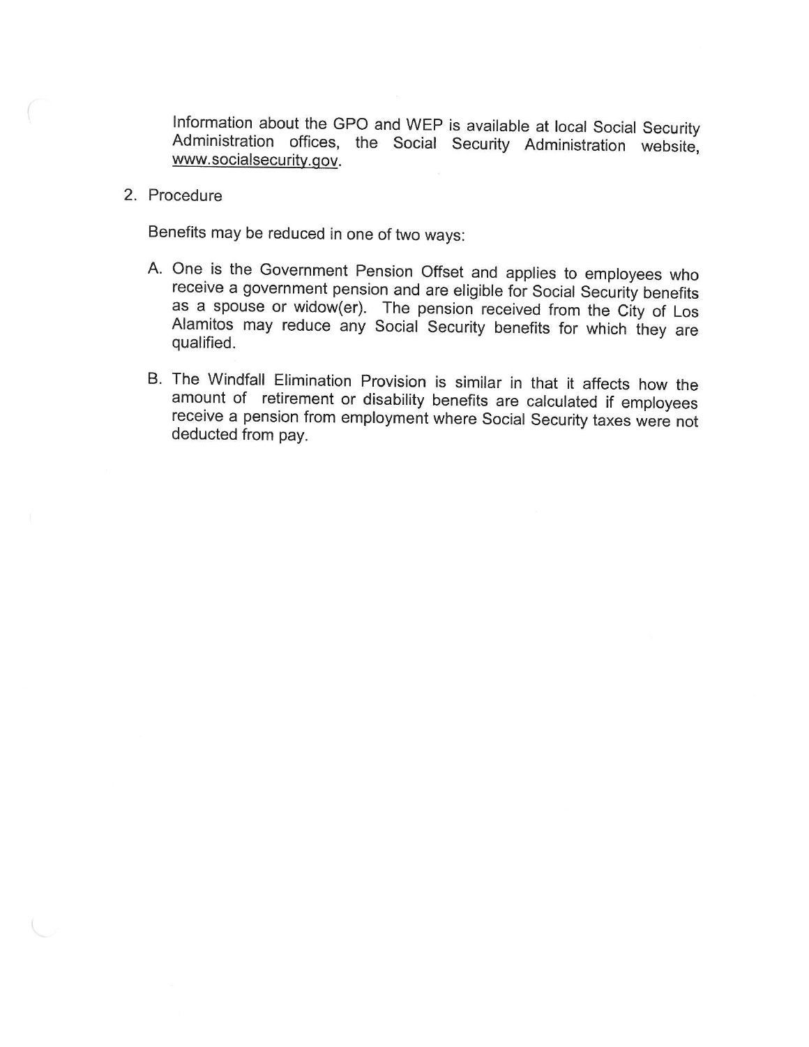Information about the GPO and WEP is available at local Social Security Administration offices, the Social Security Administration website, www.socialsecurity.gov.

2. Procedure

   Benefits may be reduced in one of two ways:

   A. One is the Government Pension Offset and applies to employees who receive a government pension and are eligible for Social Security benefits as a spouse or widow(er). The pension received from the City of Los Alamitos may reduce any Social Security benefits for which they are qualified.

   B. The Windfall Elimination Provision is similar in that it affects how the amount of retirement or disability benefits are calculated if employees receive a pension from employment where Social Security taxes were not deducted from pay.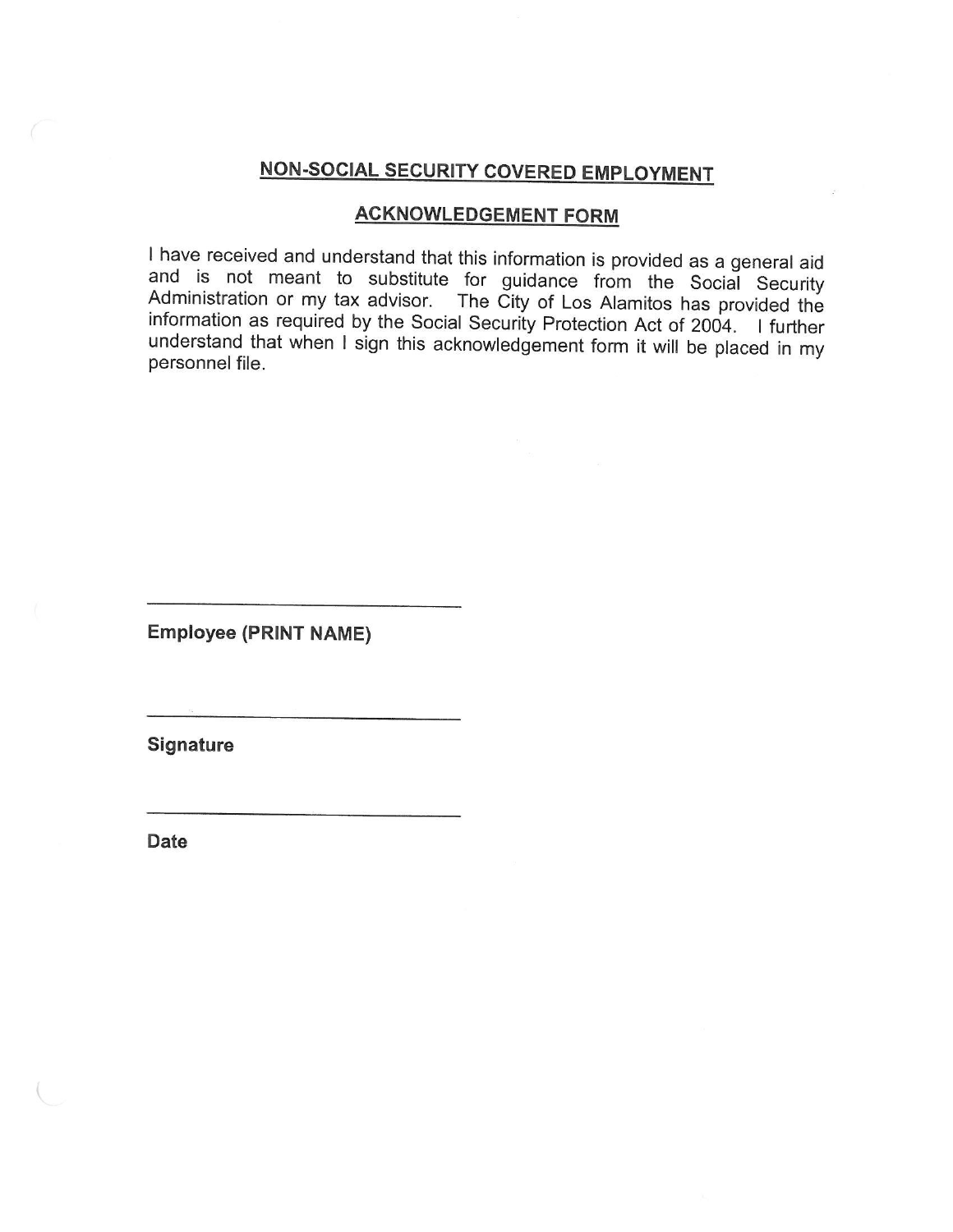## NON-SOCIAL SECURITY COVERED EMPLOYMENT

## ACKNOWLEDGEMENT FORM

I have received and understand that this information is provided as a general aid and is not meant to substitute for guidance from the Social Security Administration or my tax advisor. The City of Los Alamitos has provided the information as required by the Social Security Protection Act of 2004. I further understand that when I sign this acknowledgement form it will be placed in my personnel file.

\_\_\_\_\_\_\_\_\_\_\_\_\_\_\_\_\_\_\_\_\_\_\_\_\_\_\_\_\_\_

**Employee (PRINT NAME)**

\_\_\_\_\_\_\_\_\_\_\_\_\_\_\_\_\_\_\_\_\_\_\_\_\_\_\_\_\_\_

**Signature**

\_\_\_\_\_\_\_\_\_\_\_\_\_\_\_\_\_\_\_\_\_\_\_\_\_\_\_\_\_\_

**Date**